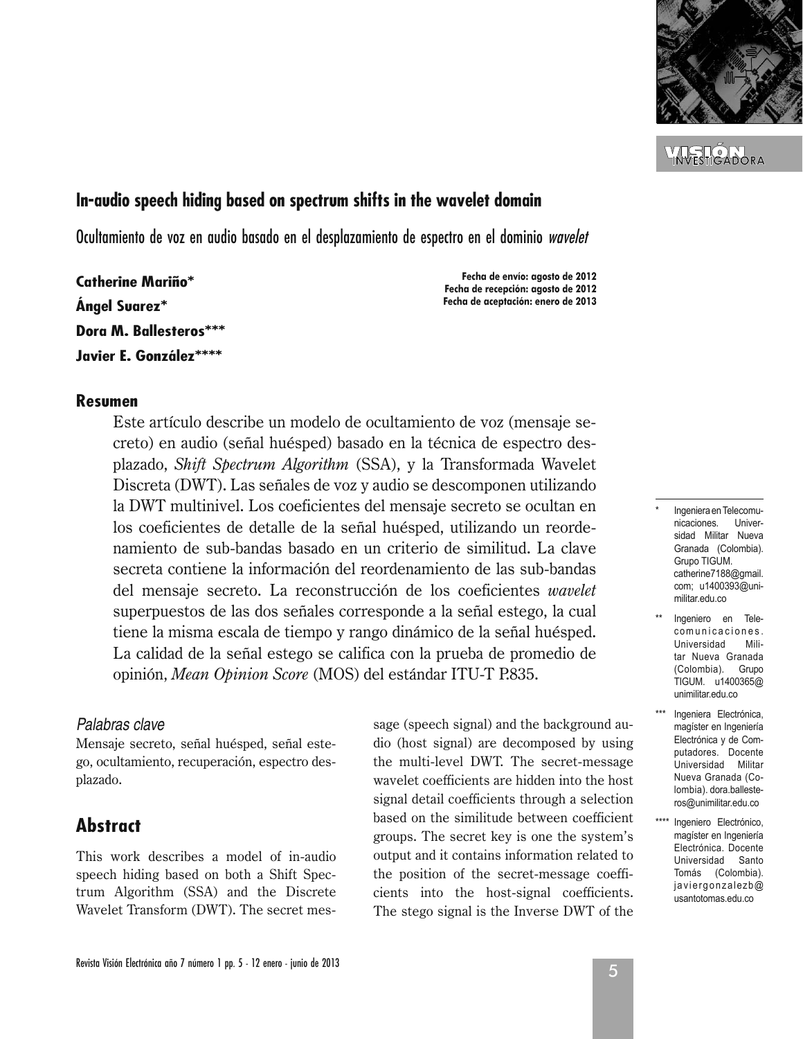## In-audio speech hiding based on spectrum shifts in the wavelet domain

Ocultamiento de voz en audio basado en el desplazamiento de espectro en el dominio *wavelet*

**Catherine Mariño***

**Ángel Suarez***

**Dora M. Ballesteros*****

**Javier E. González******

**Fecha de envío: agosto de 2012**
**Fecha de recepción: agosto de 2012**
**Fecha de aceptación: enero de 2013**

### Resumen

Este artículo describe un modelo de ocultamiento de voz (mensaje secreto) en audio (señal huésped) basado en la técnica de espectro desplazado, *Shift Spectrum Algorithm* (SSA), y la Transformada Wavelet Discreta (DWT). Las señales de voz y audio se descomponen utilizando la DWT multinivel. Los coeficientes del mensaje secreto se ocultan en los coeficientes de detalle de la señal huésped, utilizando un reordenamiento de sub-bandas basado en un criterio de similitud. La clave secreta contiene la información del reordenamiento de las sub-bandas del mensaje secreto. La reconstrucción de los coeficientes *wavelet* superpuestos de las dos señales corresponde a la señal estego, la cual tiene la misma escala de tiempo y rango dinámico de la señal huésped. La calidad de la señal estego se califica con la prueba de promedio de opinión, *Mean Opinion Score* (MOS) del estándar ITU-T P.835.

### *Palabras clave*

Mensaje secreto, señal huésped, señal estego, ocultamiento, recuperación, espectro desplazado.

## Abstract

This work describes a model of in-audio speech hiding based on both a Shift Spectrum Algorithm (SSA) and the Discrete Wavelet Transform (DWT). The secret message (speech signal) and the background audio (host signal) are decomposed by using the multi-level DWT. The secret-message wavelet coefficients are hidden into the host signal detail coefficients through a selection based on the similitude between coefficient groups. The secret key is one the system's output and it contains information related to the position of the secret-message coefficients into the host-signal coefficients. The stego signal is the Inverse DWT of the

---

\* Ingeniera en Telecomunicaciones. Universidad Militar Nueva Granada (Colombia). Grupo TIGUM. catherine7188@gmail.com; u1400393@unimilitar.edu.co

\** Ingeniero en Telecomunicaciones. Universidad Militar Nueva Granada (Colombia). Grupo TIGUM. u1400365@unimilitar.edu.co

\*** Ingeniera Electrónica, magíster en Ingeniería Electrónica y de Computadores. Docente Universidad Militar Nueva Granada (Colombia). dora.ballesteros@unimilitar.edu.co

\**** Ingeniero Electrónico, magíster en Ingeniería Electrónica. Docente Universidad Santo Tomás (Colombia). javiergonzalezb@usantotomas.edu.co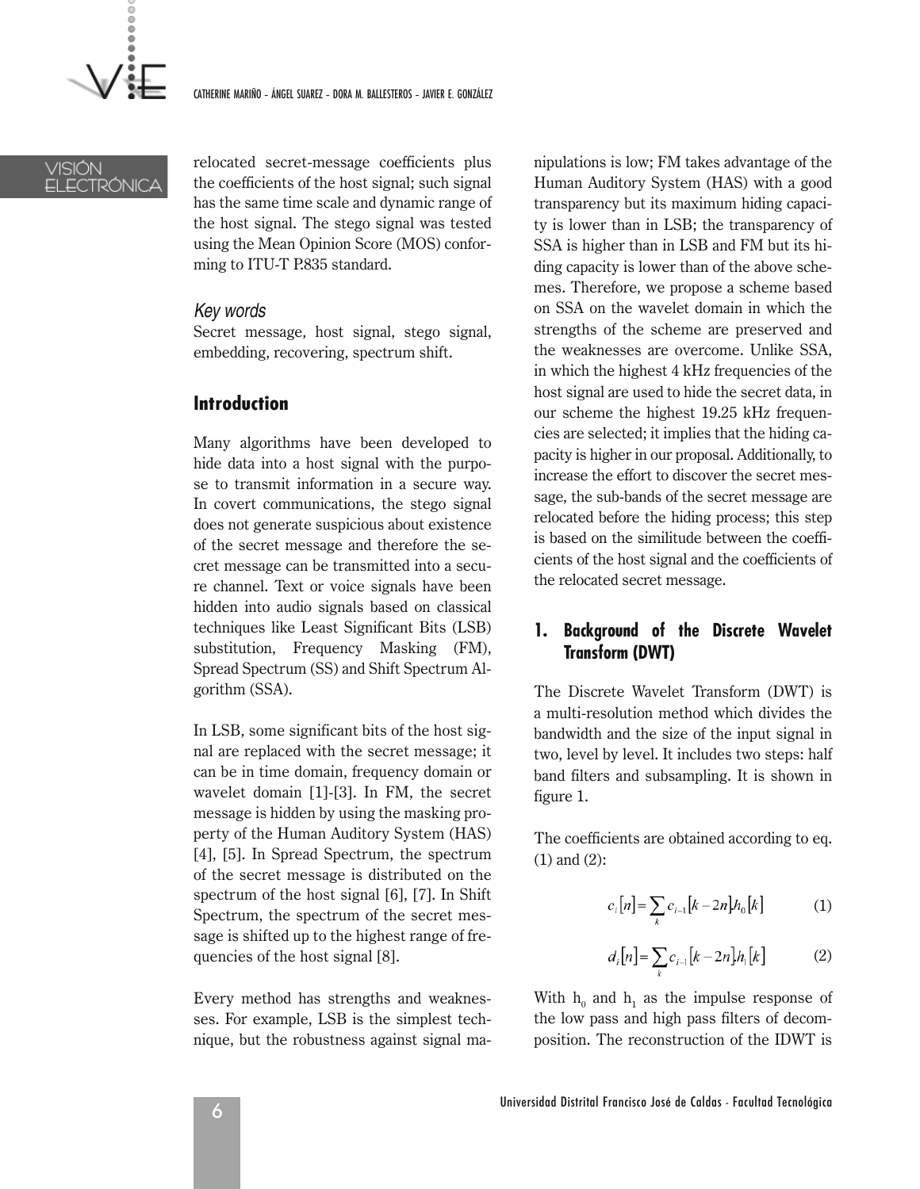relocated secret-message coefficients plus the coefficients of the host signal; such signal has the same time scale and dynamic range of the host signal. The stego signal was tested using the Mean Opinion Score (MOS) conforming to ITU-T P.835 standard.

### *Key words*

Secret message, host signal, stego signal, embedding, recovering, spectrum shift.

## Introduction

Many algorithms have been developed to hide data into a host signal with the purpose to transmit information in a secure way. In covert communications, the stego signal does not generate suspicious about existence of the secret message and therefore the secret message can be transmitted into a secure channel. Text or voice signals have been hidden into audio signals based on classical techniques like Least Significant Bits (LSB) substitution, Frequency Masking (FM), Spread Spectrum (SS) and Shift Spectrum Algorithm (SSA).

In LSB, some significant bits of the host signal are replaced with the secret message; it can be in time domain, frequency domain or wavelet domain [1]-[3]. In FM, the secret message is hidden by using the masking property of the Human Auditory System (HAS) [4], [5]. In Spread Spectrum, the spectrum of the secret message is distributed on the spectrum of the host signal [6], [7]. In Shift Spectrum, the spectrum of the secret message is shifted up to the highest range of frequencies of the host signal [8].

Every method has strengths and weaknesses. For example, LSB is the simplest technique, but the robustness against signal manipulations is low; FM takes advantage of the Human Auditory System (HAS) with a good transparency but its maximum hiding capacity is lower than in LSB; the transparency of SSA is higher than in LSB and FM but its hiding capacity is lower than of the above schemes. Therefore, we propose a scheme based on SSA on the wavelet domain in which the strengths of the scheme are preserved and the weaknesses are overcome. Unlike SSA, in which the highest 4 kHz frequencies of the host signal are used to hide the secret data, in our scheme the highest 19.25 kHz frequencies are selected; it implies that the hiding capacity is higher in our proposal. Additionally, to increase the effort to discover the secret message, the sub-bands of the secret message are relocated before the hiding process; this step is based on the similitude between the coefficients of the host signal and the coefficients of the relocated secret message.

## 1. Background of the Discrete Wavelet Transform (DWT)

The Discrete Wavelet Transform (DWT) is a multi-resolution method which divides the bandwidth and the size of the input signal in two, level by level. It includes two steps: half band filters and subsampling. It is shown in figure 1.

The coefficients are obtained according to eq. (1) and (2):

$$c_i[n] = \sum_k c_{i-1}[k-2n] h_0[k] \tag{1}$$

$$d_i[n] = \sum_k c_{i-1}[k-2n] h_1[k] \tag{2}$$

With $h_0$ and $h_1$ as the impulse response of the low pass and high pass filters of decomposition. The reconstruction of the IDWT is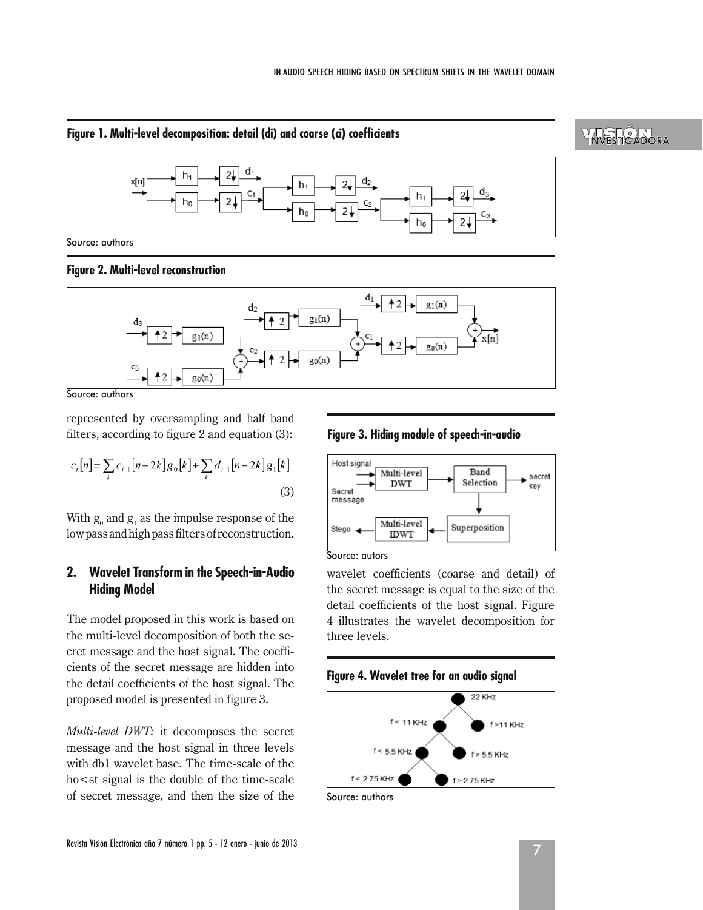**Figure 1. Multi-level decomposition: detail (di) and coarse (ci) coefficients**

Source: authors

**Figure 2. Multi-level reconstruction**

Source: authors

represented by oversampling and half band filters, according to figure 2 and equation (3):

$$c_i[n] = \sum_k c_{i-1}[n-2k]g_0[k] + \sum_k d_{i-1}[n-2k]g_1[k] \quad (3)$$

With $g_0$ and $g_1$ as the impulse response of the low pass and high pass filters of reconstruction.

## 2. Wavelet Transform in the Speech-in-Audio Hiding Model

The model proposed in this work is based on the multi-level decomposition of both the secret message and the host signal. The coefficients of the secret message are hidden into the detail coefficients of the host signal. The proposed model is presented in figure 3.

*Multi-level DWT:* it decomposes the secret message and the host signal in three levels with db1 wavelet base. The time-scale of the ho<st signal is the double of the time-scale of secret message, and then the size of the wavelet coefficients (coarse and detail) of the secret message is equal to the size of the detail coefficients of the host signal. Figure 4 illustrates the wavelet decomposition for three levels.

**Figure 3. Hiding module of speech-in-audio**

Source: autors

**Figure 4. Wavelet tree for an audio signal**

Source: authors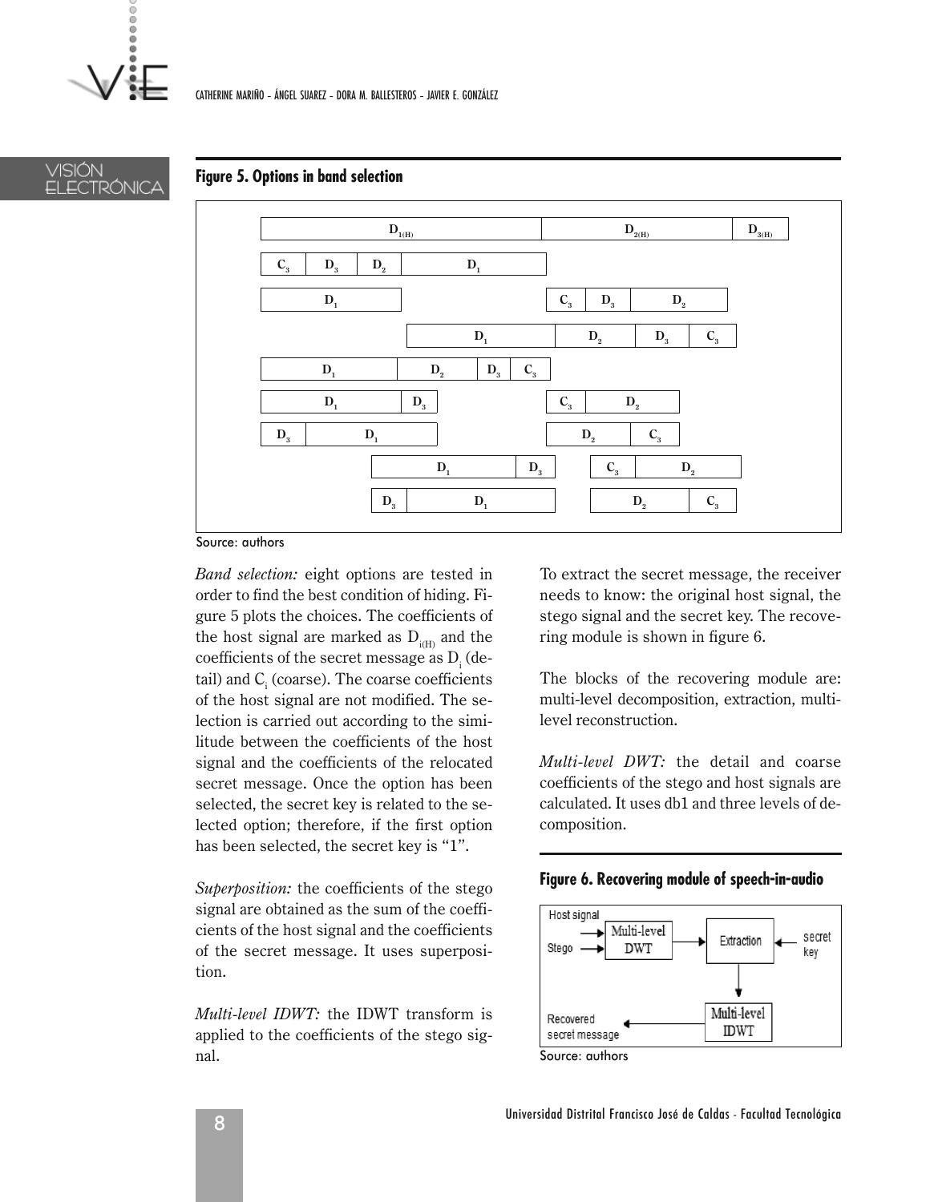**Figure 5. Options in band selection**

Source: authors

*Band selection:* eight options are tested in order to find the best condition of hiding. Figure 5 plots the choices. The coefficients of the host signal are marked as $D_{i(H)}$ and the coefficients of the secret message as $D_i$ (detail) and $C_i$ (coarse). The coarse coefficients of the host signal are not modified. The selection is carried out according to the similitude between the coefficients of the host signal and the coefficients of the relocated secret message. Once the option has been selected, the secret key is related to the selected option; therefore, if the first option has been selected, the secret key is "1".

*Superposition:* the coefficients of the stego signal are obtained as the sum of the coefficients of the host signal and the coefficients of the secret message. It uses superposition.

*Multi-level IDWT:* the IDWT transform is applied to the coefficients of the stego signal.

To extract the secret message, the receiver needs to know: the original host signal, the stego signal and the secret key. The recovering module is shown in figure 6.

The blocks of the recovering module are: multi-level decomposition, extraction, multi-level reconstruction.

*Multi-level DWT:* the detail and coarse coefficients of the stego and host signals are calculated. It uses db1 and three levels of decomposition.

**Figure 6. Recovering module of speech-in-audio**

Source: authors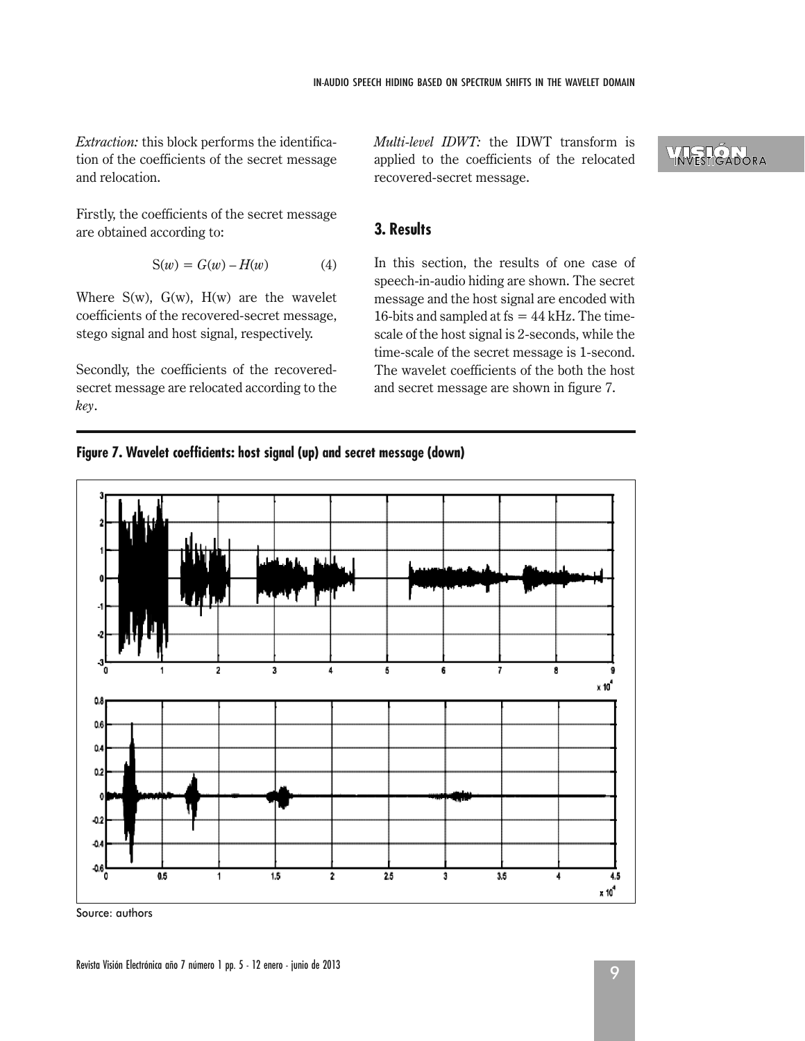*Extraction:* this block performs the identification of the coefficients of the secret message and relocation.

Firstly, the coefficients of the secret message are obtained according to:

$$S(w) = G(w) - H(w) \tag{4}$$

Where S(w), G(w), H(w) are the wavelet coefficients of the recovered-secret message, stego signal and host signal, respectively.

Secondly, the coefficients of the recovered-secret message are relocated according to the *key*.

*Multi-level IDWT:* the IDWT transform is applied to the coefficients of the relocated recovered-secret message.

## 3. Results

In this section, the results of one case of speech-in-audio hiding are shown. The secret message and the host signal are encoded with 16-bits and sampled at fs = 44 kHz. The time-scale of the host signal is 2-seconds, while the time-scale of the secret message is 1-second. The wavelet coefficients of the both the host and secret message are shown in figure 7.

**Figure 7. Wavelet coefficients: host signal (up) and secret message (down)**

Source: authors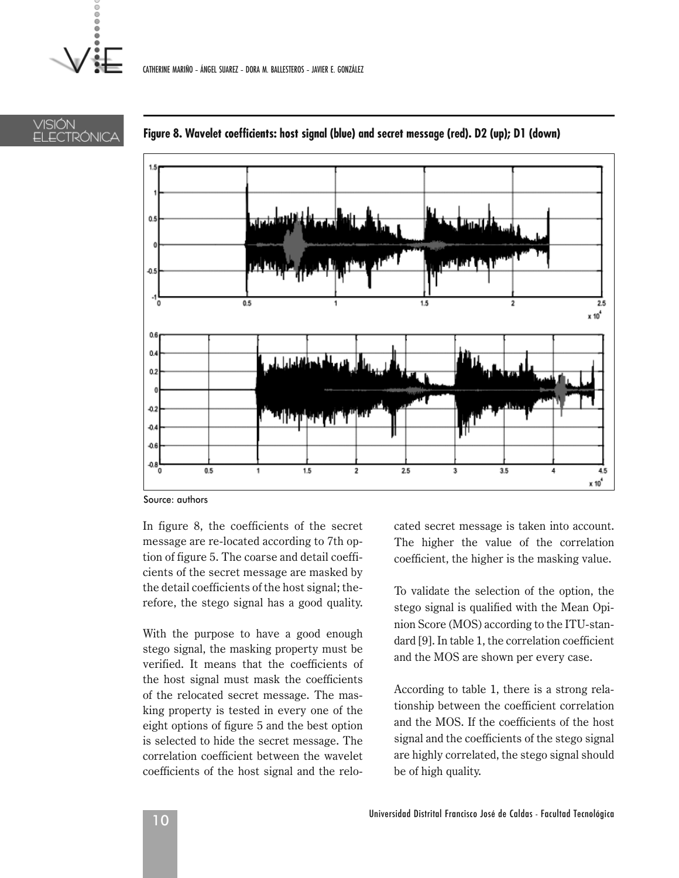**Figure 8. Wavelet coefficients: host signal (blue) and secret message (red). D2 (up); D1 (down)**

Source: authors

In figure 8, the coefficients of the secret message are re-located according to 7th option of figure 5. The coarse and detail coefficients of the secret message are masked by the detail coefficients of the host signal; therefore, the stego signal has a good quality.

With the purpose to have a good enough stego signal, the masking property must be verified. It means that the coefficients of the host signal must mask the coefficients of the relocated secret message. The masking property is tested in every one of the eight options of figure 5 and the best option is selected to hide the secret message. The correlation coefficient between the wavelet coefficients of the host signal and the relocated secret message is taken into account. The higher the value of the correlation coefficient, the higher is the masking value.

To validate the selection of the option, the stego signal is qualified with the Mean Opinion Score (MOS) according to the ITU-standard [9]. In table 1, the correlation coefficient and the MOS are shown per every case.

According to table 1, there is a strong relationship between the coefficient correlation and the MOS. If the coefficients of the host signal and the coefficients of the stego signal are highly correlated, the stego signal should be of high quality.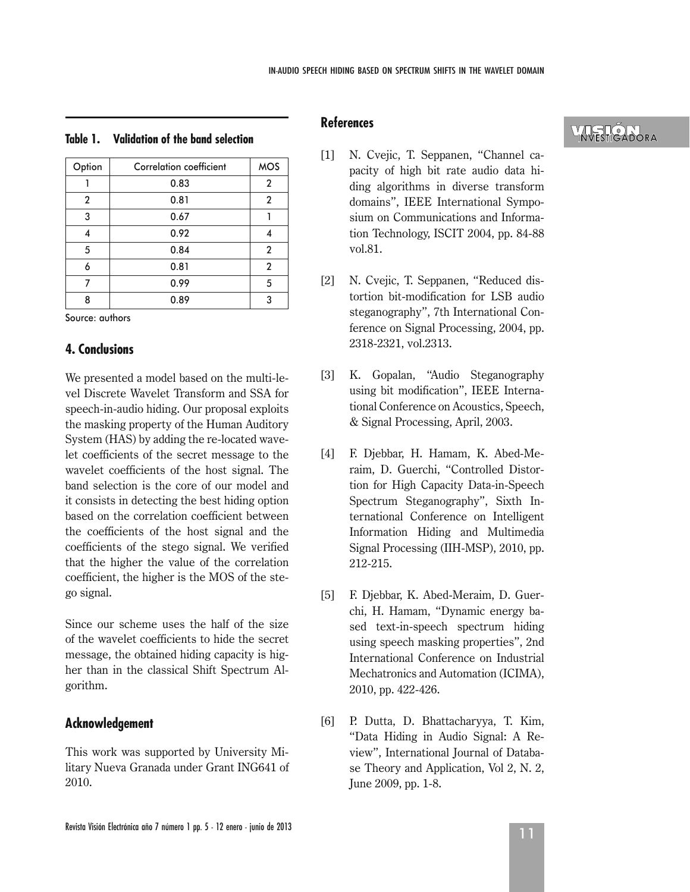**Table 1. Validation of the band selection**

| Option | Correlation coefficient | MOS |
|---|---|---|
| 1 | 0.83 | 2 |
| 2 | 0.81 | 2 |
| 3 | 0.67 | 1 |
| 4 | 0.92 | 4 |
| 5 | 0.84 | 2 |
| 6 | 0.81 | 2 |
| 7 | 0.99 | 5 |
| 8 | 0.89 | 3 |

Source: authors

## 4. Conclusions

We presented a model based on the multi-level Discrete Wavelet Transform and SSA for speech-in-audio hiding. Our proposal exploits the masking property of the Human Auditory System (HAS) by adding the re-located wavelet coefficients of the secret message to the wavelet coefficients of the host signal. The band selection is the core of our model and it consists in detecting the best hiding option based on the correlation coefficient between the coefficients of the host signal and the coefficients of the stego signal. We verified that the higher the value of the correlation coefficient, the higher is the MOS of the stego signal.

Since our scheme uses the half of the size of the wavelet coefficients to hide the secret message, the obtained hiding capacity is higher than in the classical Shift Spectrum Algorithm.

## Acknowledgement

This work was supported by University Military Nueva Granada under Grant ING641 of 2010.

## References

[1] N. Cvejic, T. Seppanen, "Channel capacity of high bit rate audio data hiding algorithms in diverse transform domains", IEEE International Symposium on Communications and Information Technology, ISCIT 2004, pp. 84-88 vol.81.

[2] N. Cvejic, T. Seppanen, "Reduced distortion bit-modification for LSB audio steganography", 7th International Conference on Signal Processing, 2004, pp. 2318-2321, vol.2313.

[3] K. Gopalan, "Audio Steganography using bit modification", IEEE International Conference on Acoustics, Speech, & Signal Processing, April, 2003.

[4] F. Djebbar, H. Hamam, K. Abed-Meraim, D. Guerchi, "Controlled Distortion for High Capacity Data-in-Speech Spectrum Steganography", Sixth International Conference on Intelligent Information Hiding and Multimedia Signal Processing (IIH-MSP), 2010, pp. 212-215.

[5] F. Djebbar, K. Abed-Meraim, D. Guerchi, H. Hamam, "Dynamic energy based text-in-speech spectrum hiding using speech masking properties", 2nd International Conference on Industrial Mechatronics and Automation (ICIMA), 2010, pp. 422-426.

[6] P. Dutta, D. Bhattacharyya, T. Kim, "Data Hiding in Audio Signal: A Review", International Journal of Database Theory and Application, Vol 2, N. 2, June 2009, pp. 1-8.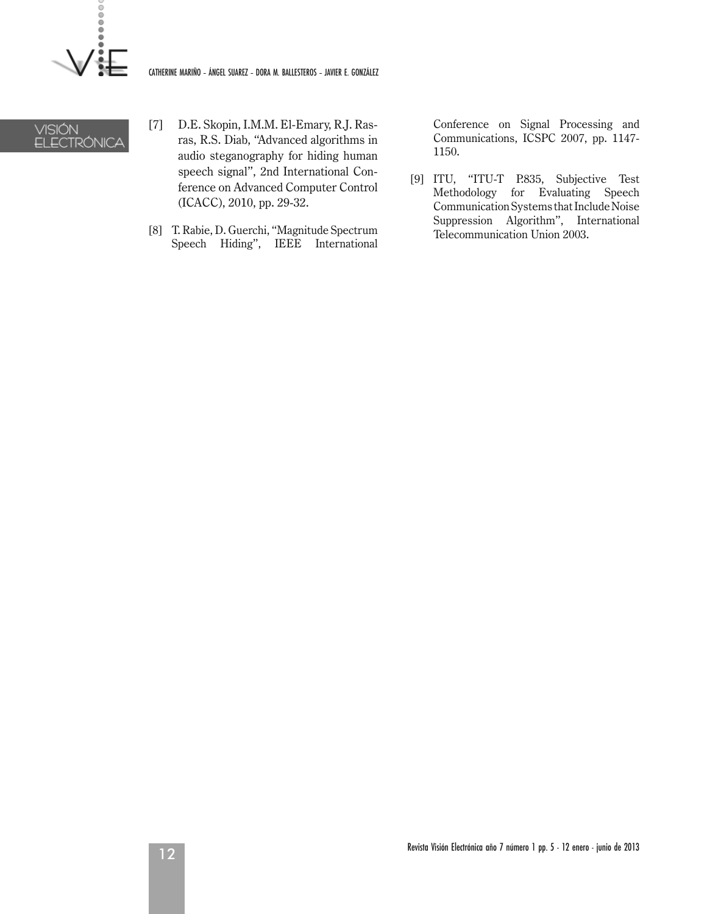[7] D.E. Skopin, I.M.M. El-Emary, R.J. Rasras, R.S. Diab, "Advanced algorithms in audio steganography for hiding human speech signal", 2nd International Conference on Advanced Computer Control (ICACC), 2010, pp. 29-32.

[8] T. Rabie, D. Guerchi, "Magnitude Spectrum Speech Hiding", IEEE International Conference on Signal Processing and Communications, ICSPC 2007, pp. 1147-1150.

[9] ITU, "ITU-T P.835, Subjective Test Methodology for Evaluating Speech Communication Systems that Include Noise Suppression Algorithm", International Telecommunication Union 2003.